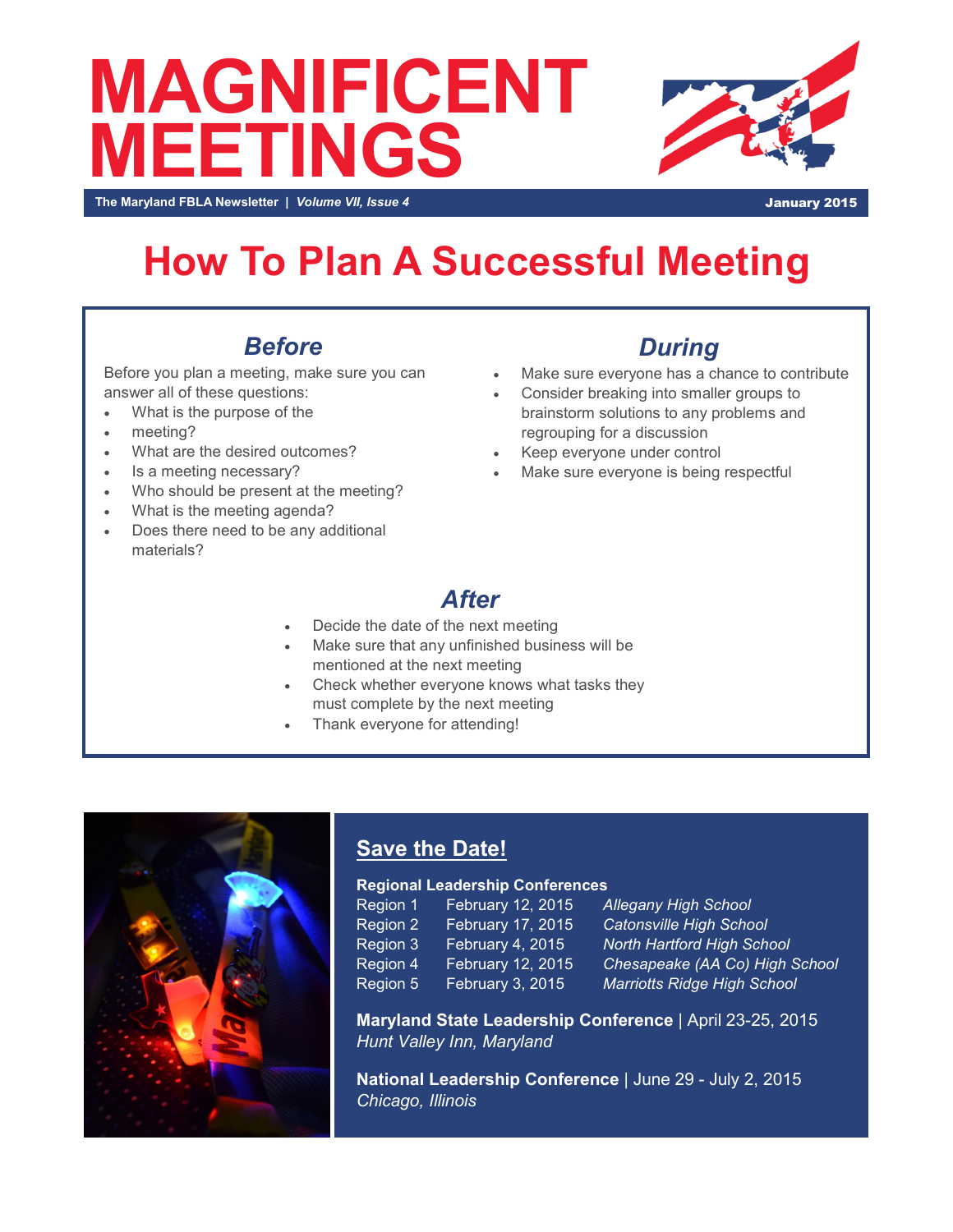# MAGNIFICENT MEETINGS

**The Maryland FBLA Newsletter** | ***Volume VII, Issue 4*** **January 2015**

# How To Plan A Successful Meeting

## *Before*

Before you plan a meeting, make sure you can answer all of these questions:

- What is the purpose of the
- meeting?
- What are the desired outcomes?
- Is a meeting necessary?
- Who should be present at the meeting?
- What is the meeting agenda?
- Does there need to be any additional materials?

## *During*

- Make sure everyone has a chance to contribute
- Consider breaking into smaller groups to brainstorm solutions to any problems and regrouping for a discussion
- Keep everyone under control
- Make sure everyone is being respectful

## *After*

- Decide the date of the next meeting
- Make sure that any unfinished business will be mentioned at the next meeting
- Check whether everyone knows what tasks they must complete by the next meeting
- Thank everyone for attending!

## Save the Date!

**Regional Leadership Conferences**

| | | |
|---|---|---|
| Region 1 | February 12, 2015 | *Allegany High School* |
| Region 2 | February 17, 2015 | *Catonsville High School* |
| Region 3 | February 4, 2015 | *North Hartford High School* |
| Region 4 | February 12, 2015 | *Chesapeake (AA Co) High School* |
| Region 5 | February 3, 2015 | *Marriotts Ridge High School* |

**Maryland State Leadership Conference** | April 23-25, 2015
*Hunt Valley Inn, Maryland*

**National Leadership Conference** | June 29 - July 2, 2015
*Chicago, Illinois*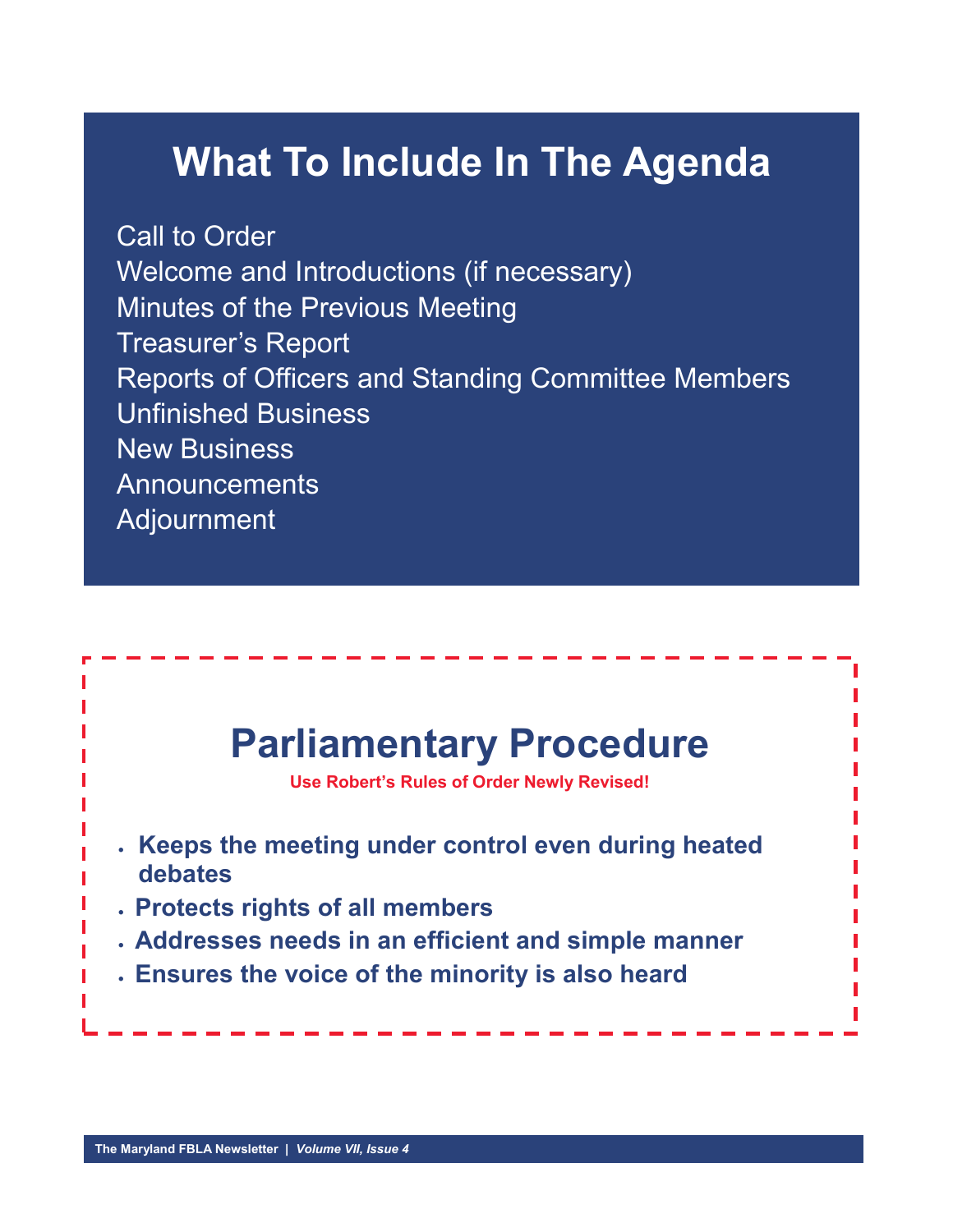# What To Include In The Agenda

Call to Order
Welcome and Introductions (if necessary)
Minutes of the Previous Meeting
Treasurer's Report
Reports of Officers and Standing Committee Members
Unfinished Business
New Business
Announcements
Adjournment

# Parliamentary Procedure

**Use Robert's Rules of Order Newly Revised!**

- **Keeps the meeting under control even during heated debates**
- **Protects rights of all members**
- **Addresses needs in an efficient and simple manner**
- **Ensures the voice of the minority is also heard**